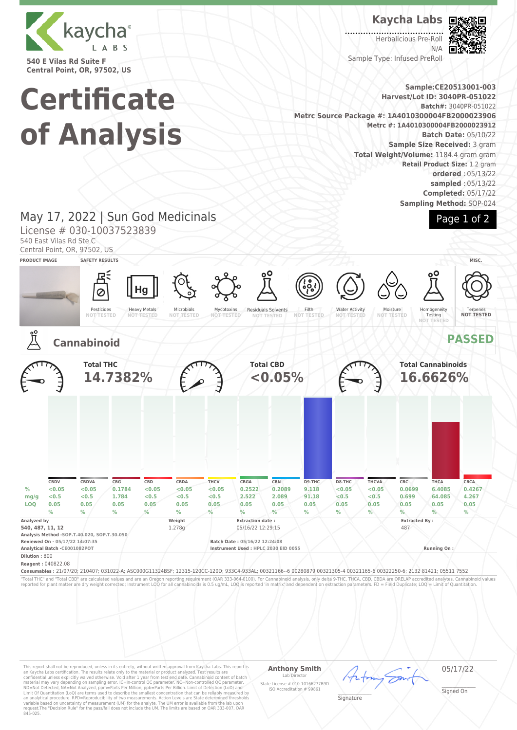kaycha LABS

540 E Vilas Rd Suite F
Central Point, OR, 97502, US

**Kaycha Labs**

Herbalicious Pre-Roll
N/A
Sample Type: Infused PreRoll

# Certificate of Analysis

**Sample:CE20513001-003**
**Harvest/Lot ID: 3040PR-051022**
**Batch#:** 3040PR-051022
**Metrc Source Package #: 1A4010300004FB2000023906**
**Metrc #: 1A4010300004FB2000023912**
**Batch Date:** 05/10/22
**Sample Size Received:** 3 gram
**Total Weight/Volume:** 1184.4 gram gram
**Retail Product Size:** 1.2 gram
**ordered** : 05/13/22
**sampled** : 05/13/22
**Completed:** 05/17/22
**Sampling Method:** SOP-024

May 17, 2022 | Sun God Medicinals
License # 030-10037523839
540 East Vilas Rd Ste C
Central Point, OR, 97502, US

**PRODUCT IMAGE** | **SAFETY RESULTS** | **MISC.**

| Pesticides | Heavy Metals | Microbials | Mycotoxins | Residuals Solvents | Filth | Water Activity | Moisture | Homogeneity Testing | Terpenes |
|---|---|---|---|---|---|---|---|---|---|
| NOT TESTED | NOT TESTED | NOT TESTED | NOT TESTED | NOT TESTED | NOT TESTED | NOT TESTED | NOT TESTED | NOT TESTED | NOT TESTED |

## Cannabinoid — PASSED

**Total THC** 14.7382% | **Total CBD** <0.05% | **Total Cannabinoids** 16.6626%

| | CBDV | CBDVA | CBG | CBD | CBDA | THCV | CBGA | CBN | D9-THC | D8-THC | THCVA | CBC | THCA | CBCA |
|---|---|---|---|---|---|---|---|---|---|---|---|---|---|---|
| % | <0.05 | <0.05 | 0.1784 | <0.05 | <0.05 | <0.05 | 0.2522 | 0.2089 | 9.118 | <0.05 | <0.05 | 0.0699 | 6.4085 | 0.4267 |
| mg/g | <0.5 | <0.5 | 1.784 | <0.5 | <0.5 | <0.5 | 2.522 | 2.089 | 91.18 | <0.5 | <0.5 | 0.699 | 64.085 | 4.267 |
| LOQ | 0.05 % | 0.05 % | 0.05 % | 0.05 % | 0.05 % | 0.05 % | 0.05 % | 0.05 % | 0.05 % | 0.05 % | 0.05 % | 0.05 % | 0.05 % | 0.05 % |

**Analyzed by**
540, 487, 11, 12

**Weight**
1.278g

**Extraction date :**
05/16/22 12:29:15

**Extracted By :**
487

**Analysis Method** -SOP.T.40.020, SOP.T.30.050
**Reviewed On** - 05/17/22 14:07:35
**Analytical Batch** -CE001082POT
**Batch Date :** 05/16/22 12:24:08
**Instrument Used :** HPLC 2030 EID 0055
**Running On :**
**Dilution :** 800
**Reagent :** 040822.08
**Consumables :** 21/07/20; 210407; 031022-A; ASC000G11324BSF; 12315-120CC-120D; 933C4-933AL; 00321166--6 00280879 00321305-4 00321165-6 00322250-6; 2132 81421; 05511 7552

"Total THC" and "Total CBD" are calculated values and are an Oregon reporting requirement (OAR 333-064-0100). For Cannabinoid analysis, only delta 9-THC, THCA, CBD, CBDA are ORELAP accredited analytes. Cannabinoid values reported for plant matter are dry weight corrected; Instrument LOQ for all cannabinoids is 0.5 ug/mL, LOQ is reported 'in matrix' and dependent on extraction parameters. FD = Field Duplicate; LOQ = Limit of Quantitation.

This report shall not be reproduced, unless in its entirety, without written approval from Kaycha Labs. This report is an Kaycha Labs certification. The results relate only to the material or product analyzed. Test results are confidential unless explicitly waived otherwise. Void after 1 year from test end date. Cannabinoid content of batch material may vary depending on sampling error. IC=In-control QC parameter, NC=Non-controlled QC parameter, ND=Not Detected, NA=Not Analyzed, ppm=Parts Per Million, ppb=Parts Per Billion. Limit of Detection (LoD) and Limit Of Quantitation (LoQ) are terms used to describe the smallest concentration that can be reliably measured by an analytical procedure. RPD=Reproducibility of two measurements. Action Levels are State determined thresholds variable based on uncertainty of measurement (UM) for the analyte. The UM error is available from the lab upon request.The "Decision Rule" for the pass/fail does not include the UM. The limits are based on OAR 333-007, OAR 845-025.

**Anthony Smith**
Lab Director
State License # 010-10166277B9D
ISO Accreditation # 99861

Signature

05/17/22
Signed On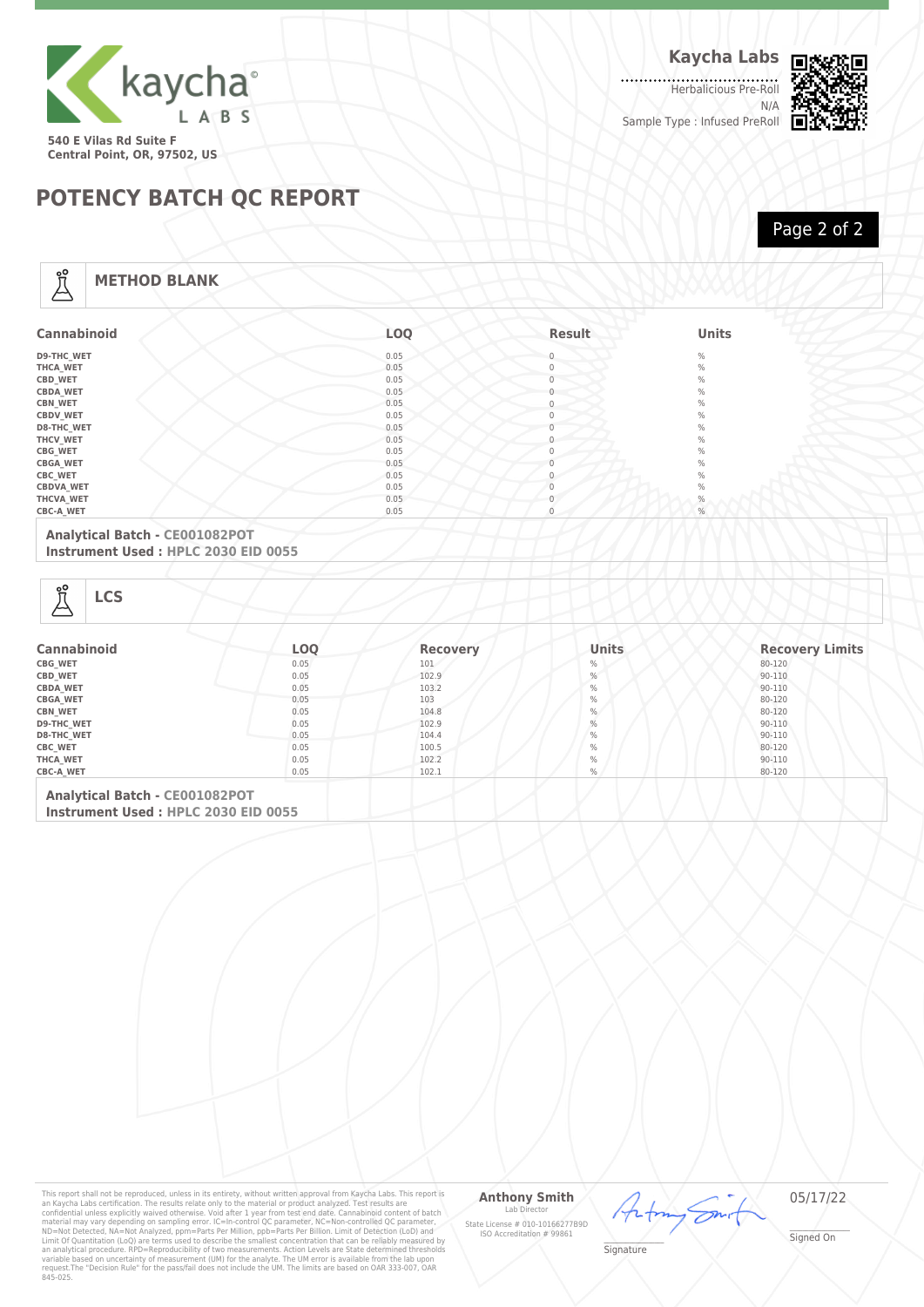**kaycha LABS**

540 E Vilas Rd Suite F
Central Point, OR, 97502, US

**Kaycha Labs**
Herbalicious Pre-Roll
N/A
Sample Type : Infused PreRoll

# POTENCY BATCH QC REPORT

## METHOD BLANK

| Cannabinoid | LOQ | Result | Units |
|---|---|---|---|
| D9-THC_WET | 0.05 | 0 | % |
| THCA_WET | 0.05 | 0 | % |
| CBD_WET | 0.05 | 0 | % |
| CBDA_WET | 0.05 | 0 | % |
| CBN_WET | 0.05 | 0 | % |
| CBDV_WET | 0.05 | 0 | % |
| D8-THC_WET | 0.05 | 0 | % |
| THCV_WET | 0.05 | 0 | % |
| CBG_WET | 0.05 | 0 | % |
| CBGA_WET | 0.05 | 0 | % |
| CBC_WET | 0.05 | 0 | % |
| CBDVA_WET | 0.05 | 0 | % |
| THCVA_WET | 0.05 | 0 | % |
| CBC-A_WET | 0.05 | 0 | % |

**Analytical Batch -** CE001082POT
**Instrument Used :** HPLC 2030 EID 0055

## LCS

| Cannabinoid | LOQ | Recovery | Units | Recovery Limits |
|---|---|---|---|---|
| CBG_WET | 0.05 | 101 | % | 80-120 |
| CBD_WET | 0.05 | 102.9 | % | 90-110 |
| CBDA_WET | 0.05 | 103.2 | % | 90-110 |
| CBGA_WET | 0.05 | 103 | % | 80-120 |
| CBN_WET | 0.05 | 104.8 | % | 80-120 |
| D9-THC_WET | 0.05 | 102.9 | % | 90-110 |
| D8-THC_WET | 0.05 | 104.4 | % | 90-110 |
| CBC_WET | 0.05 | 100.5 | % | 80-120 |
| THCA_WET | 0.05 | 102.2 | % | 90-110 |
| CBC-A_WET | 0.05 | 102.1 | % | 80-120 |

**Analytical Batch -** CE001082POT
**Instrument Used :** HPLC 2030 EID 0055

This report shall not be reproduced, unless in its entirety, without written approval from Kaycha Labs. This report is an Kaycha Labs certification. The results relate only to the material or product analyzed. Test results are confidential unless explicitly waived otherwise. Void after 1 year from test end date. Cannabinoid content of batch material may vary depending on sampling error. IC=In-control QC parameter, NC=Non-controlled QC parameter, ND=Not Detected, NA=Not Analyzed, ppm=Parts Per Million, ppb=Parts Per Billion. Limit of Detection (LoD) and Limit Of Quantitation (LoQ) are terms used to describe the smallest concentration that can be reliably measured by an analytical procedure. RPD=Reproducibility of two measurements. Action Levels are State determined thresholds variable based on uncertainty of measurement (UM) for the analyte. The UM error is available from the lab upon request.The "Decision Rule" for the pass/fail does not include the UM. The limits are based on OAR 333-007, OAR 845-025.

**Anthony Smith**
Lab Director
State License # 010-10166277B9D
ISO Accreditation # 99861

Signature

05/17/22
Signed On